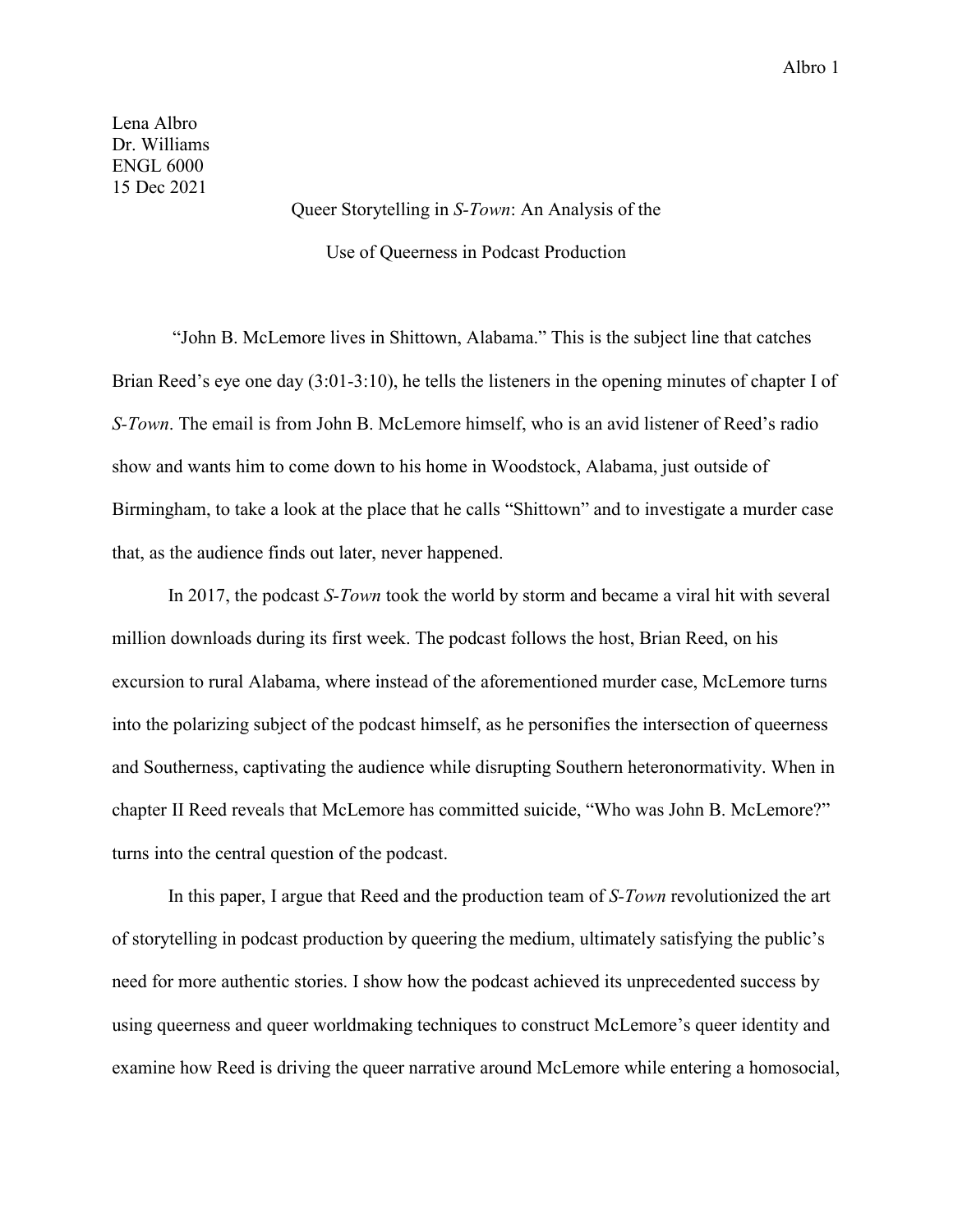Lena Albro
Dr. Williams
ENGL 6000
15 Dec 2021

# Queer Storytelling in *S-Town*: An Analysis of the Use of Queerness in Podcast Production

"John B. McLemore lives in Shittown, Alabama." This is the subject line that catches Brian Reed's eye one day (3:01-3:10), he tells the listeners in the opening minutes of chapter I of *S-Town*. The email is from John B. McLemore himself, who is an avid listener of Reed's radio show and wants him to come down to his home in Woodstock, Alabama, just outside of Birmingham, to take a look at the place that he calls "Shittown" and to investigate a murder case that, as the audience finds out later, never happened.

In 2017, the podcast *S-Town* took the world by storm and became a viral hit with several million downloads during its first week. The podcast follows the host, Brian Reed, on his excursion to rural Alabama, where instead of the aforementioned murder case, McLemore turns into the polarizing subject of the podcast himself, as he personifies the intersection of queerness and Southerness, captivating the audience while disrupting Southern heteronormativity. When in chapter II Reed reveals that McLemore has committed suicide, "Who was John B. McLemore?" turns into the central question of the podcast.

In this paper, I argue that Reed and the production team of *S-Town* revolutionized the art of storytelling in podcast production by queering the medium, ultimately satisfying the public's need for more authentic stories. I show how the podcast achieved its unprecedented success by using queerness and queer worldmaking techniques to construct McLemore's queer identity and examine how Reed is driving the queer narrative around McLemore while entering a homosocial,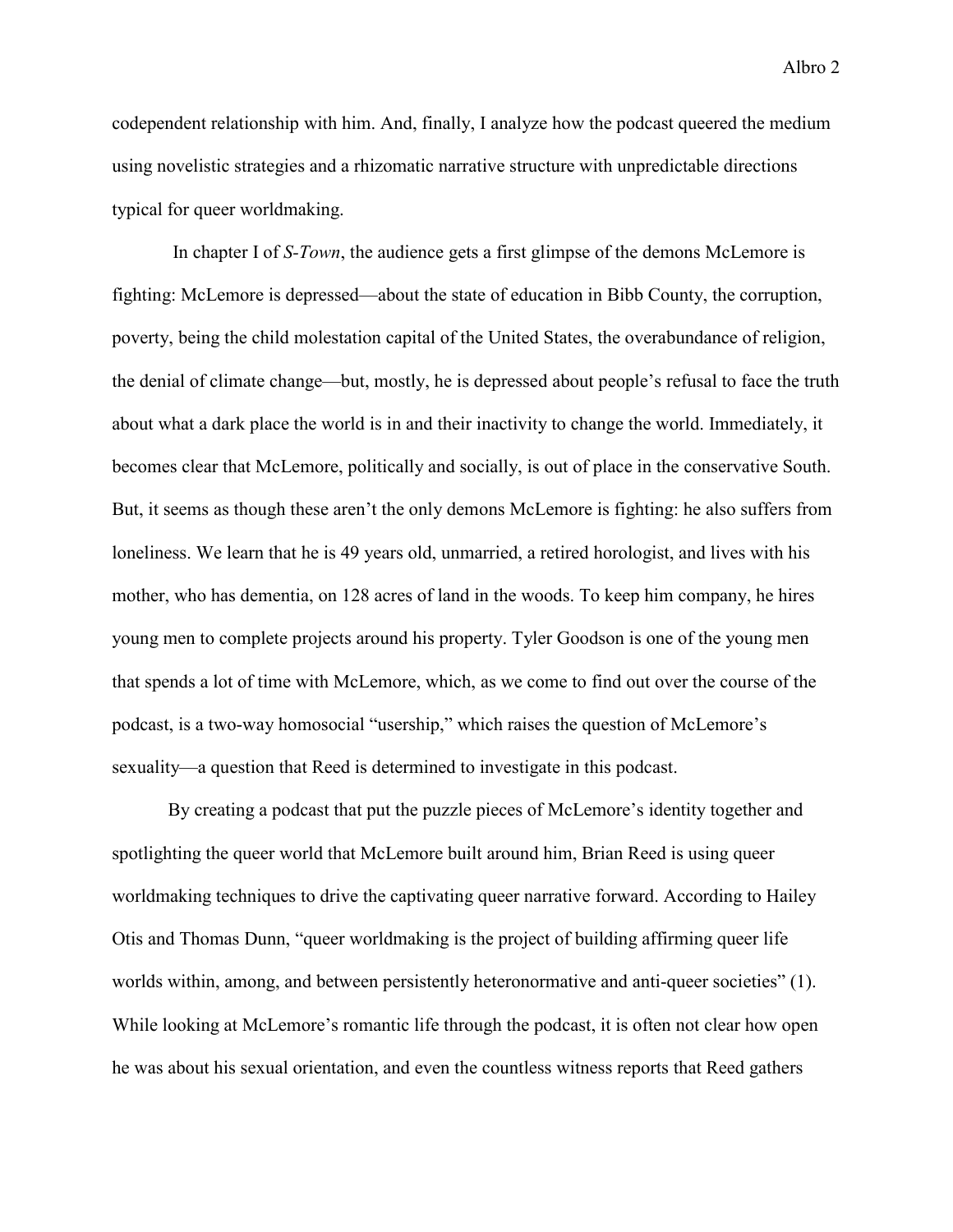codependent relationship with him. And, finally, I analyze how the podcast queered the medium using novelistic strategies and a rhizomatic narrative structure with unpredictable directions typical for queer worldmaking.

In chapter I of *S-Town*, the audience gets a first glimpse of the demons McLemore is fighting: McLemore is depressed—about the state of education in Bibb County, the corruption, poverty, being the child molestation capital of the United States, the overabundance of religion, the denial of climate change—but, mostly, he is depressed about people's refusal to face the truth about what a dark place the world is in and their inactivity to change the world. Immediately, it becomes clear that McLemore, politically and socially, is out of place in the conservative South. But, it seems as though these aren't the only demons McLemore is fighting: he also suffers from loneliness. We learn that he is 49 years old, unmarried, a retired horologist, and lives with his mother, who has dementia, on 128 acres of land in the woods. To keep him company, he hires young men to complete projects around his property. Tyler Goodson is one of the young men that spends a lot of time with McLemore, which, as we come to find out over the course of the podcast, is a two-way homosocial "usership," which raises the question of McLemore's sexuality—a question that Reed is determined to investigate in this podcast.

By creating a podcast that put the puzzle pieces of McLemore's identity together and spotlighting the queer world that McLemore built around him, Brian Reed is using queer worldmaking techniques to drive the captivating queer narrative forward. According to Hailey Otis and Thomas Dunn, "queer worldmaking is the project of building affirming queer life worlds within, among, and between persistently heteronormative and anti-queer societies" (1). While looking at McLemore's romantic life through the podcast, it is often not clear how open he was about his sexual orientation, and even the countless witness reports that Reed gathers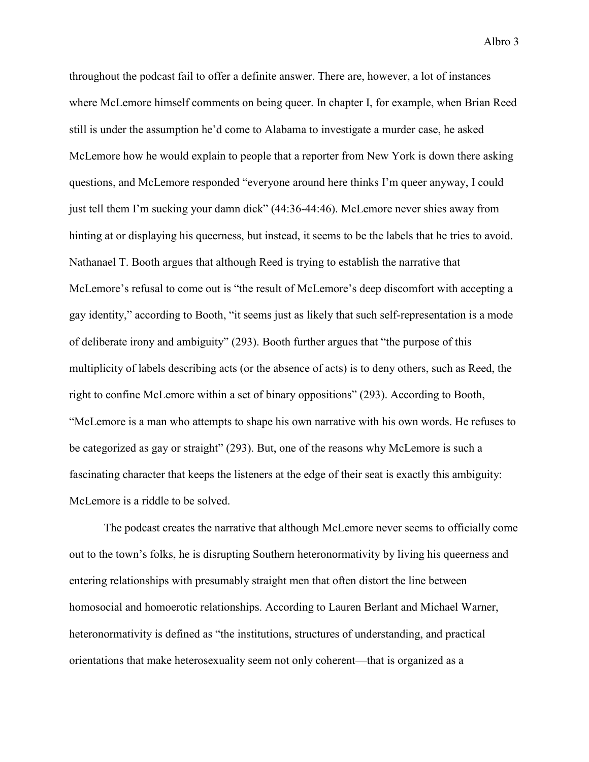throughout the podcast fail to offer a definite answer. There are, however, a lot of instances where McLemore himself comments on being queer. In chapter I, for example, when Brian Reed still is under the assumption he'd come to Alabama to investigate a murder case, he asked McLemore how he would explain to people that a reporter from New York is down there asking questions, and McLemore responded "everyone around here thinks I'm queer anyway, I could just tell them I'm sucking your damn dick" (44:36-44:46). McLemore never shies away from hinting at or displaying his queerness, but instead, it seems to be the labels that he tries to avoid. Nathanael T. Booth argues that although Reed is trying to establish the narrative that McLemore's refusal to come out is "the result of McLemore's deep discomfort with accepting a gay identity," according to Booth, "it seems just as likely that such self-representation is a mode of deliberate irony and ambiguity" (293). Booth further argues that "the purpose of this multiplicity of labels describing acts (or the absence of acts) is to deny others, such as Reed, the right to confine McLemore within a set of binary oppositions" (293). According to Booth, "McLemore is a man who attempts to shape his own narrative with his own words. He refuses to be categorized as gay or straight" (293). But, one of the reasons why McLemore is such a fascinating character that keeps the listeners at the edge of their seat is exactly this ambiguity: McLemore is a riddle to be solved.

The podcast creates the narrative that although McLemore never seems to officially come out to the town's folks, he is disrupting Southern heteronormativity by living his queerness and entering relationships with presumably straight men that often distort the line between homosocial and homoerotic relationships. According to Lauren Berlant and Michael Warner, heteronormativity is defined as "the institutions, structures of understanding, and practical orientations that make heterosexuality seem not only coherent—that is organized as a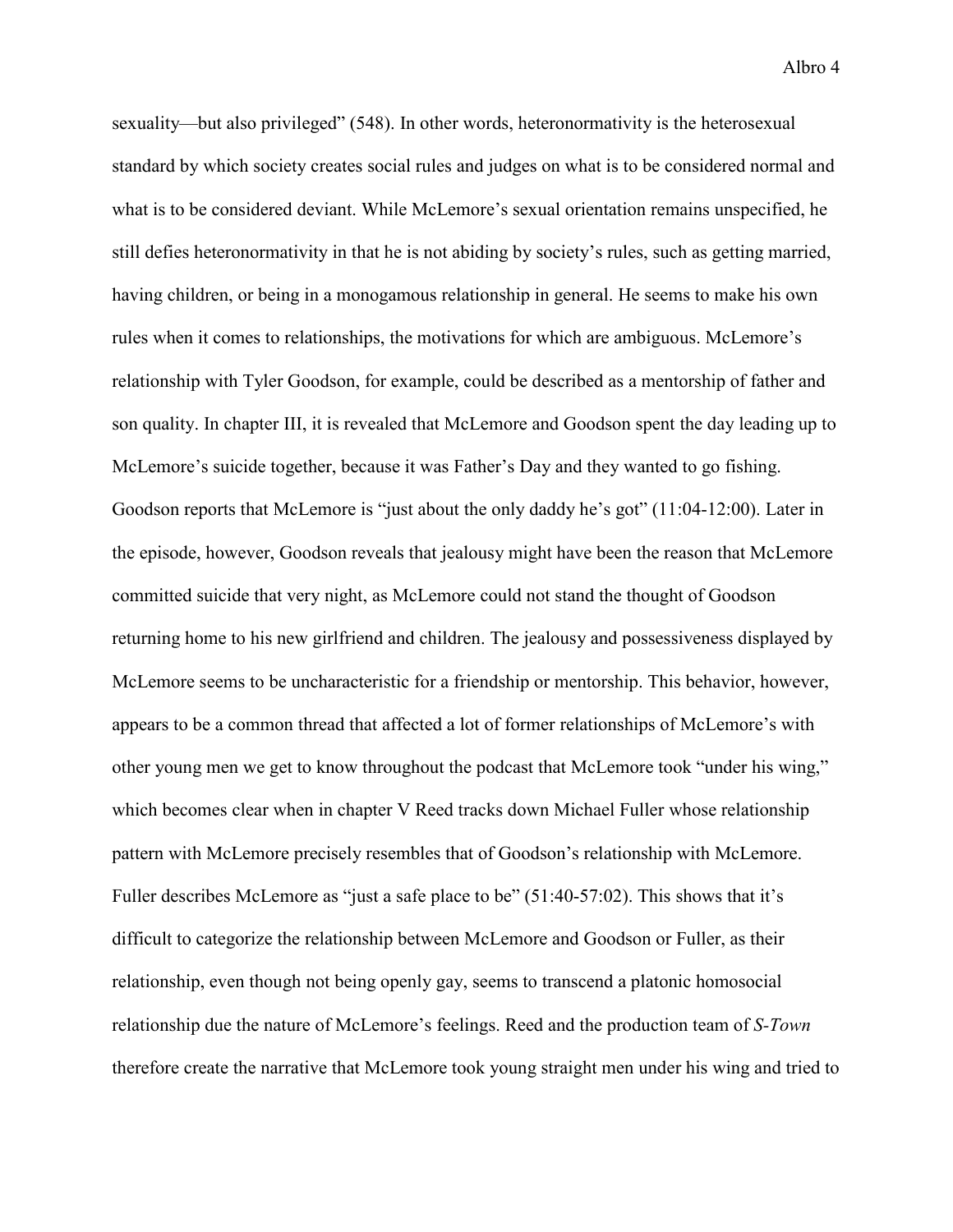sexuality—but also privileged" (548). In other words, heteronormativity is the heterosexual standard by which society creates social rules and judges on what is to be considered normal and what is to be considered deviant. While McLemore's sexual orientation remains unspecified, he still defies heteronormativity in that he is not abiding by society's rules, such as getting married, having children, or being in a monogamous relationship in general. He seems to make his own rules when it comes to relationships, the motivations for which are ambiguous. McLemore's relationship with Tyler Goodson, for example, could be described as a mentorship of father and son quality. In chapter III, it is revealed that McLemore and Goodson spent the day leading up to McLemore's suicide together, because it was Father's Day and they wanted to go fishing. Goodson reports that McLemore is "just about the only daddy he's got" (11:04-12:00). Later in the episode, however, Goodson reveals that jealousy might have been the reason that McLemore committed suicide that very night, as McLemore could not stand the thought of Goodson returning home to his new girlfriend and children. The jealousy and possessiveness displayed by McLemore seems to be uncharacteristic for a friendship or mentorship. This behavior, however, appears to be a common thread that affected a lot of former relationships of McLemore's with other young men we get to know throughout the podcast that McLemore took "under his wing," which becomes clear when in chapter V Reed tracks down Michael Fuller whose relationship pattern with McLemore precisely resembles that of Goodson's relationship with McLemore. Fuller describes McLemore as "just a safe place to be" (51:40-57:02). This shows that it's difficult to categorize the relationship between McLemore and Goodson or Fuller, as their relationship, even though not being openly gay, seems to transcend a platonic homosocial relationship due the nature of McLemore's feelings. Reed and the production team of *S-Town* therefore create the narrative that McLemore took young straight men under his wing and tried to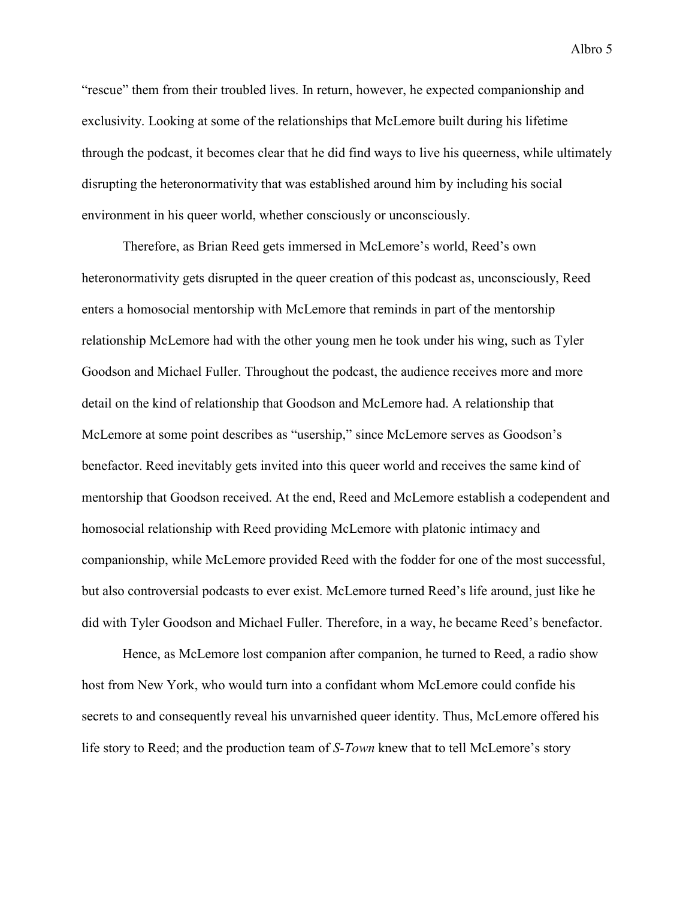"rescue" them from their troubled lives. In return, however, he expected companionship and exclusivity. Looking at some of the relationships that McLemore built during his lifetime through the podcast, it becomes clear that he did find ways to live his queerness, while ultimately disrupting the heteronormativity that was established around him by including his social environment in his queer world, whether consciously or unconsciously.

Therefore, as Brian Reed gets immersed in McLemore's world, Reed's own heteronormativity gets disrupted in the queer creation of this podcast as, unconsciously, Reed enters a homosocial mentorship with McLemore that reminds in part of the mentorship relationship McLemore had with the other young men he took under his wing, such as Tyler Goodson and Michael Fuller. Throughout the podcast, the audience receives more and more detail on the kind of relationship that Goodson and McLemore had. A relationship that McLemore at some point describes as "usership," since McLemore serves as Goodson's benefactor. Reed inevitably gets invited into this queer world and receives the same kind of mentorship that Goodson received. At the end, Reed and McLemore establish a codependent and homosocial relationship with Reed providing McLemore with platonic intimacy and companionship, while McLemore provided Reed with the fodder for one of the most successful, but also controversial podcasts to ever exist. McLemore turned Reed's life around, just like he did with Tyler Goodson and Michael Fuller. Therefore, in a way, he became Reed's benefactor.

Hence, as McLemore lost companion after companion, he turned to Reed, a radio show host from New York, who would turn into a confidant whom McLemore could confide his secrets to and consequently reveal his unvarnished queer identity. Thus, McLemore offered his life story to Reed; and the production team of *S-Town* knew that to tell McLemore's story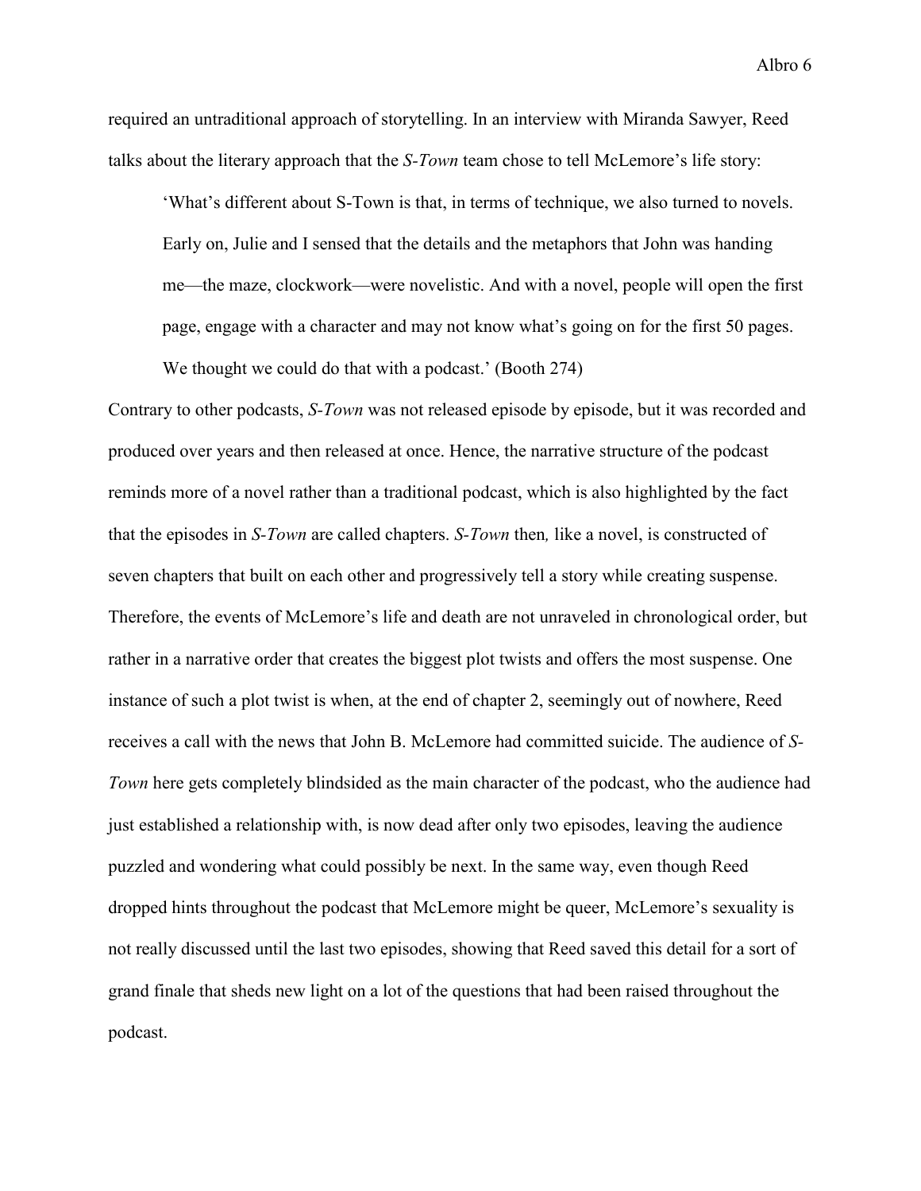required an untraditional approach of storytelling. In an interview with Miranda Sawyer, Reed talks about the literary approach that the *S-Town* team chose to tell McLemore's life story:

> 'What's different about S-Town is that, in terms of technique, we also turned to novels. Early on, Julie and I sensed that the details and the metaphors that John was handing me—the maze, clockwork—were novelistic. And with a novel, people will open the first page, engage with a character and may not know what's going on for the first 50 pages. We thought we could do that with a podcast.' (Booth 274)

Contrary to other podcasts, *S-Town* was not released episode by episode, but it was recorded and produced over years and then released at once. Hence, the narrative structure of the podcast reminds more of a novel rather than a traditional podcast, which is also highlighted by the fact that the episodes in *S-Town* are called chapters. *S-Town* then*,* like a novel, is constructed of seven chapters that built on each other and progressively tell a story while creating suspense. Therefore, the events of McLemore's life and death are not unraveled in chronological order, but rather in a narrative order that creates the biggest plot twists and offers the most suspense. One instance of such a plot twist is when, at the end of chapter 2, seemingly out of nowhere, Reed receives a call with the news that John B. McLemore had committed suicide. The audience of *S-Town* here gets completely blindsided as the main character of the podcast, who the audience had just established a relationship with, is now dead after only two episodes, leaving the audience puzzled and wondering what could possibly be next. In the same way, even though Reed dropped hints throughout the podcast that McLemore might be queer, McLemore's sexuality is not really discussed until the last two episodes, showing that Reed saved this detail for a sort of grand finale that sheds new light on a lot of the questions that had been raised throughout the podcast.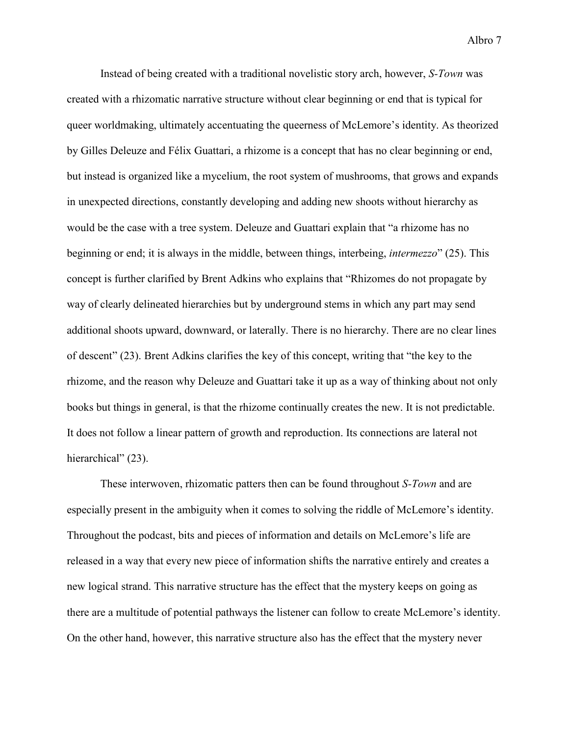Instead of being created with a traditional novelistic story arch, however, *S-Town* was created with a rhizomatic narrative structure without clear beginning or end that is typical for queer worldmaking, ultimately accentuating the queerness of McLemore's identity. As theorized by Gilles Deleuze and Félix Guattari, a rhizome is a concept that has no clear beginning or end, but instead is organized like a mycelium, the root system of mushrooms, that grows and expands in unexpected directions, constantly developing and adding new shoots without hierarchy as would be the case with a tree system. Deleuze and Guattari explain that "a rhizome has no beginning or end; it is always in the middle, between things, interbeing, *intermezzo*" (25). This concept is further clarified by Brent Adkins who explains that "Rhizomes do not propagate by way of clearly delineated hierarchies but by underground stems in which any part may send additional shoots upward, downward, or laterally. There is no hierarchy. There are no clear lines of descent" (23). Brent Adkins clarifies the key of this concept, writing that "the key to the rhizome, and the reason why Deleuze and Guattari take it up as a way of thinking about not only books but things in general, is that the rhizome continually creates the new. It is not predictable. It does not follow a linear pattern of growth and reproduction. Its connections are lateral not hierarchical" (23).

These interwoven, rhizomatic patters then can be found throughout *S-Town* and are especially present in the ambiguity when it comes to solving the riddle of McLemore's identity. Throughout the podcast, bits and pieces of information and details on McLemore's life are released in a way that every new piece of information shifts the narrative entirely and creates a new logical strand. This narrative structure has the effect that the mystery keeps on going as there are a multitude of potential pathways the listener can follow to create McLemore's identity. On the other hand, however, this narrative structure also has the effect that the mystery never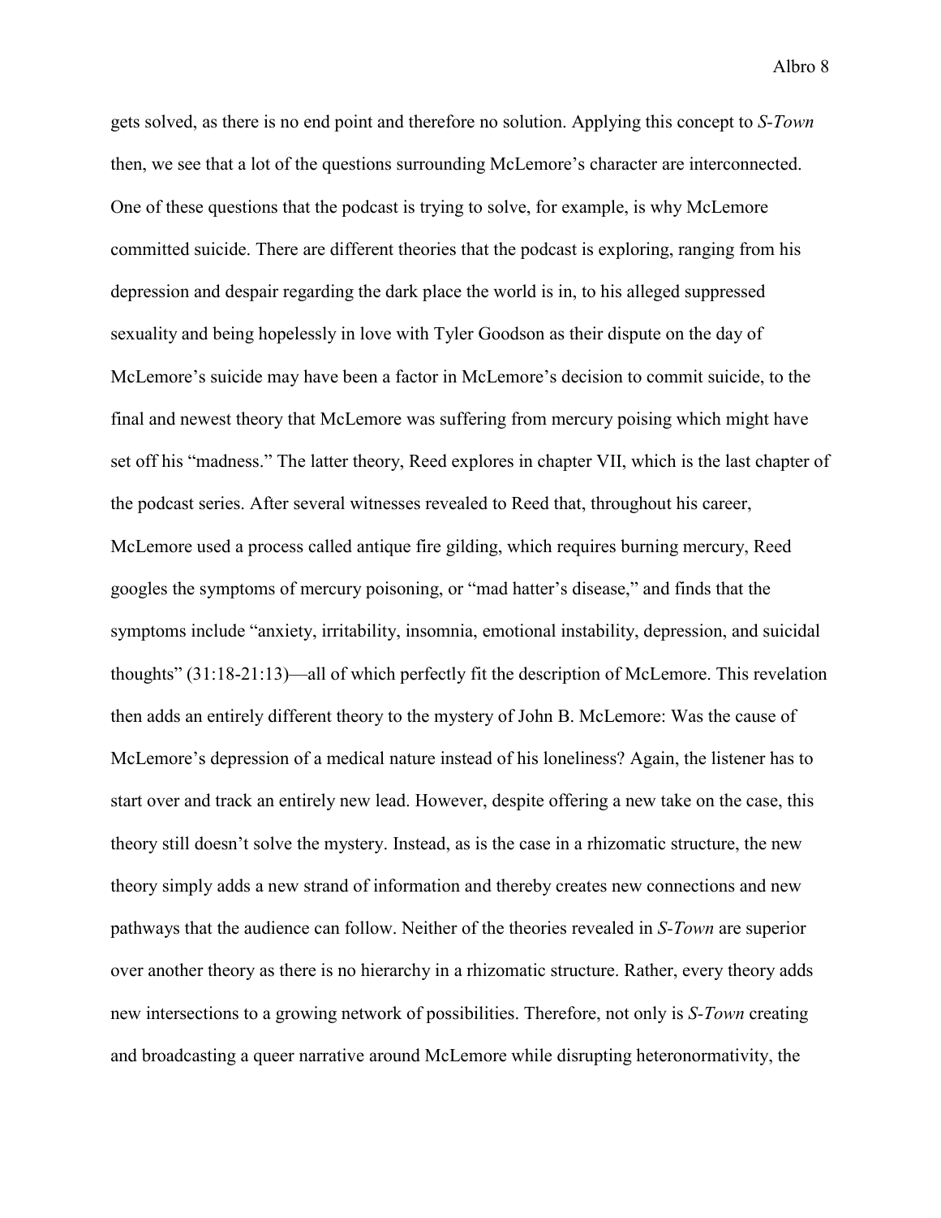gets solved, as there is no end point and therefore no solution. Applying this concept to *S-Town* then, we see that a lot of the questions surrounding McLemore's character are interconnected. One of these questions that the podcast is trying to solve, for example, is why McLemore committed suicide. There are different theories that the podcast is exploring, ranging from his depression and despair regarding the dark place the world is in, to his alleged suppressed sexuality and being hopelessly in love with Tyler Goodson as their dispute on the day of McLemore's suicide may have been a factor in McLemore's decision to commit suicide, to the final and newest theory that McLemore was suffering from mercury poising which might have set off his "madness." The latter theory, Reed explores in chapter VII, which is the last chapter of the podcast series. After several witnesses revealed to Reed that, throughout his career, McLemore used a process called antique fire gilding, which requires burning mercury, Reed googles the symptoms of mercury poisoning, or "mad hatter's disease," and finds that the symptoms include "anxiety, irritability, insomnia, emotional instability, depression, and suicidal thoughts" (31:18-21:13)—all of which perfectly fit the description of McLemore. This revelation then adds an entirely different theory to the mystery of John B. McLemore: Was the cause of McLemore's depression of a medical nature instead of his loneliness? Again, the listener has to start over and track an entirely new lead. However, despite offering a new take on the case, this theory still doesn't solve the mystery. Instead, as is the case in a rhizomatic structure, the new theory simply adds a new strand of information and thereby creates new connections and new pathways that the audience can follow. Neither of the theories revealed in *S-Town* are superior over another theory as there is no hierarchy in a rhizomatic structure. Rather, every theory adds new intersections to a growing network of possibilities. Therefore, not only is *S-Town* creating and broadcasting a queer narrative around McLemore while disrupting heteronormativity, the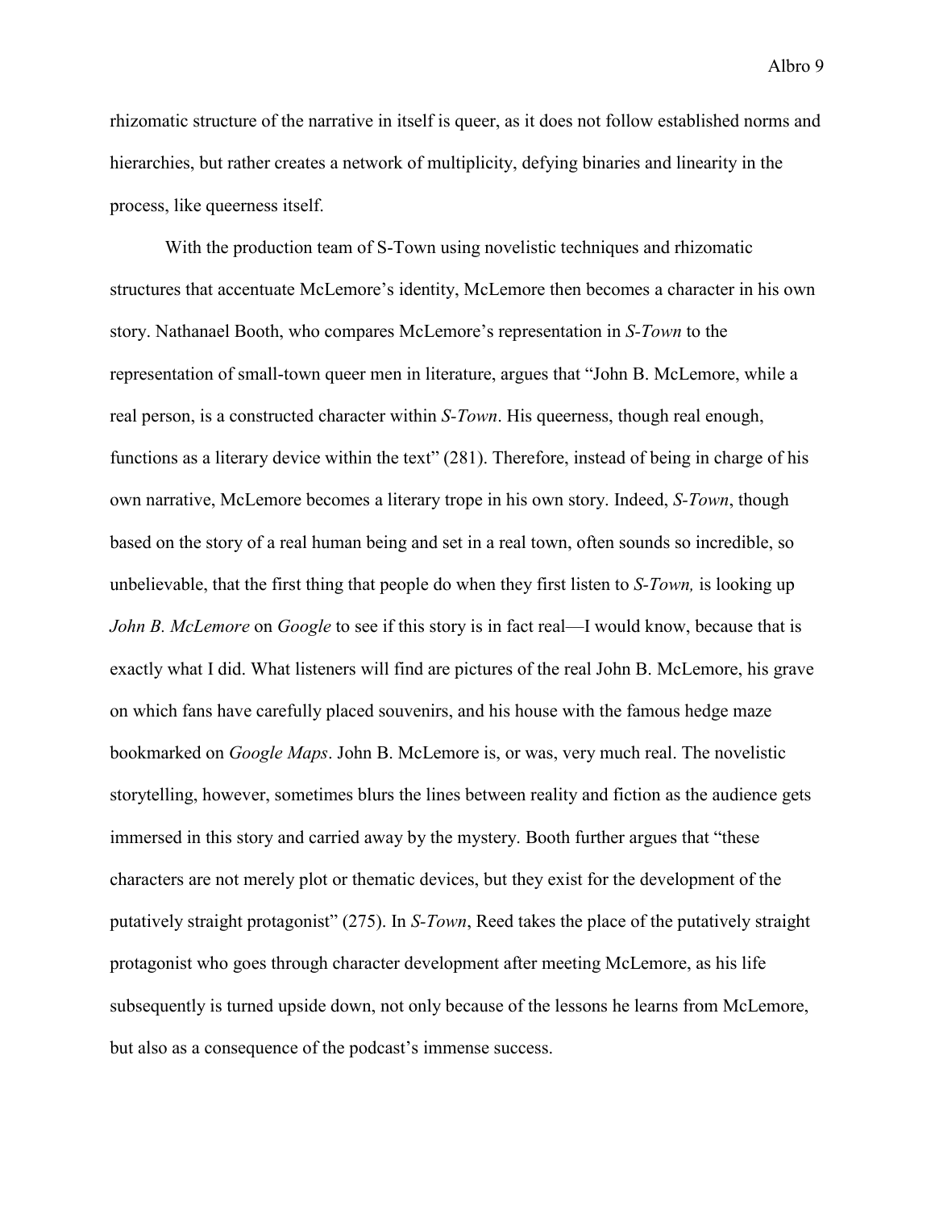rhizomatic structure of the narrative in itself is queer, as it does not follow established norms and hierarchies, but rather creates a network of multiplicity, defying binaries and linearity in the process, like queerness itself.

With the production team of S-Town using novelistic techniques and rhizomatic structures that accentuate McLemore's identity, McLemore then becomes a character in his own story. Nathanael Booth, who compares McLemore's representation in *S-Town* to the representation of small-town queer men in literature, argues that "John B. McLemore, while a real person, is a constructed character within *S-Town*. His queerness, though real enough, functions as a literary device within the text" (281). Therefore, instead of being in charge of his own narrative, McLemore becomes a literary trope in his own story. Indeed, *S-Town*, though based on the story of a real human being and set in a real town, often sounds so incredible, so unbelievable, that the first thing that people do when they first listen to *S-Town,* is looking up *John B. McLemore* on *Google* to see if this story is in fact real—I would know, because that is exactly what I did. What listeners will find are pictures of the real John B. McLemore, his grave on which fans have carefully placed souvenirs, and his house with the famous hedge maze bookmarked on *Google Maps*. John B. McLemore is, or was, very much real. The novelistic storytelling, however, sometimes blurs the lines between reality and fiction as the audience gets immersed in this story and carried away by the mystery. Booth further argues that "these characters are not merely plot or thematic devices, but they exist for the development of the putatively straight protagonist" (275). In *S-Town*, Reed takes the place of the putatively straight protagonist who goes through character development after meeting McLemore, as his life subsequently is turned upside down, not only because of the lessons he learns from McLemore, but also as a consequence of the podcast's immense success.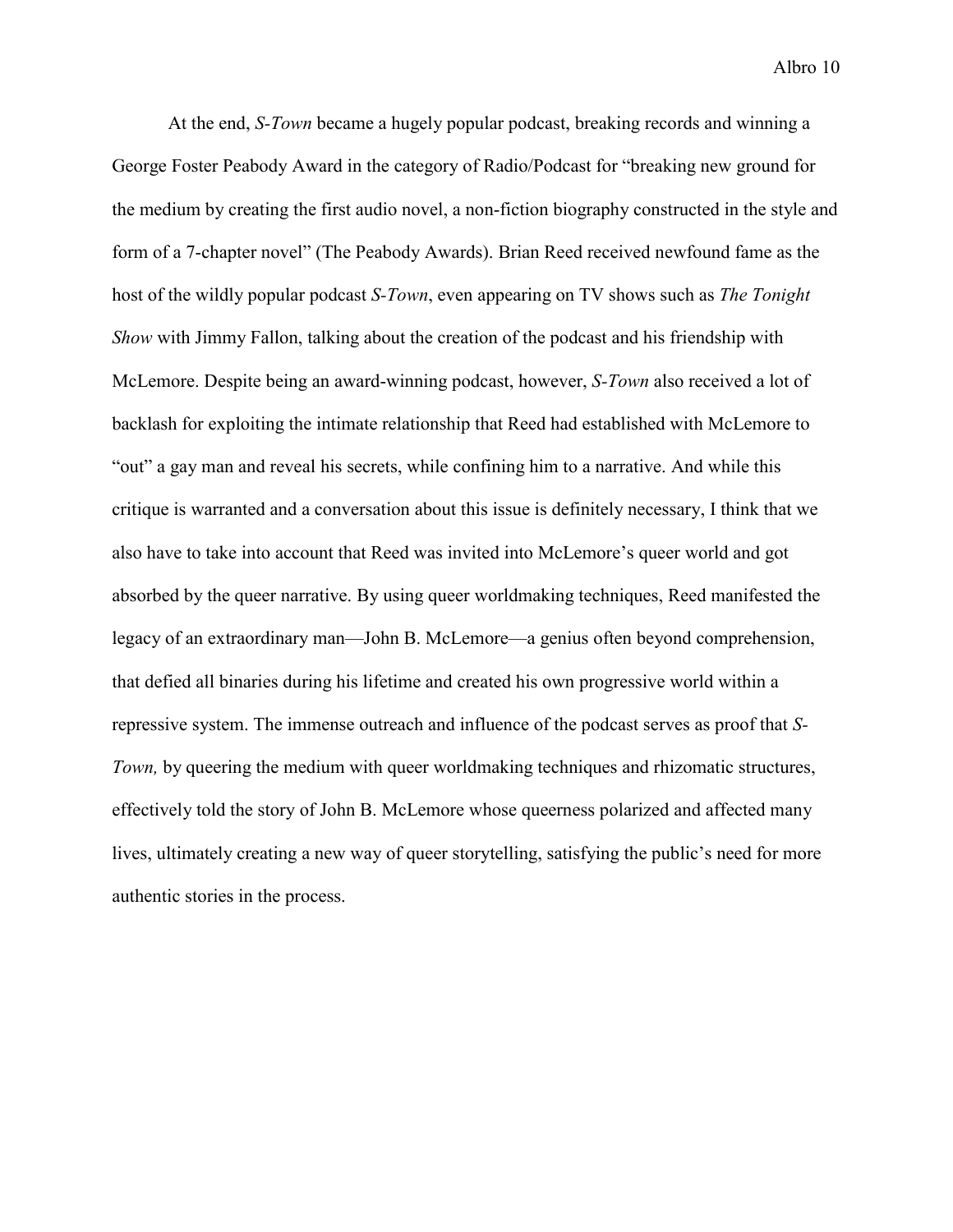At the end, *S-Town* became a hugely popular podcast, breaking records and winning a George Foster Peabody Award in the category of Radio/Podcast for "breaking new ground for the medium by creating the first audio novel, a non-fiction biography constructed in the style and form of a 7-chapter novel" (The Peabody Awards). Brian Reed received newfound fame as the host of the wildly popular podcast *S-Town*, even appearing on TV shows such as *The Tonight Show* with Jimmy Fallon, talking about the creation of the podcast and his friendship with McLemore. Despite being an award-winning podcast, however, *S-Town* also received a lot of backlash for exploiting the intimate relationship that Reed had established with McLemore to "out" a gay man and reveal his secrets, while confining him to a narrative. And while this critique is warranted and a conversation about this issue is definitely necessary, I think that we also have to take into account that Reed was invited into McLemore's queer world and got absorbed by the queer narrative. By using queer worldmaking techniques, Reed manifested the legacy of an extraordinary man—John B. McLemore—a genius often beyond comprehension, that defied all binaries during his lifetime and created his own progressive world within a repressive system. The immense outreach and influence of the podcast serves as proof that *S-Town,* by queering the medium with queer worldmaking techniques and rhizomatic structures, effectively told the story of John B. McLemore whose queerness polarized and affected many lives, ultimately creating a new way of queer storytelling, satisfying the public's need for more authentic stories in the process.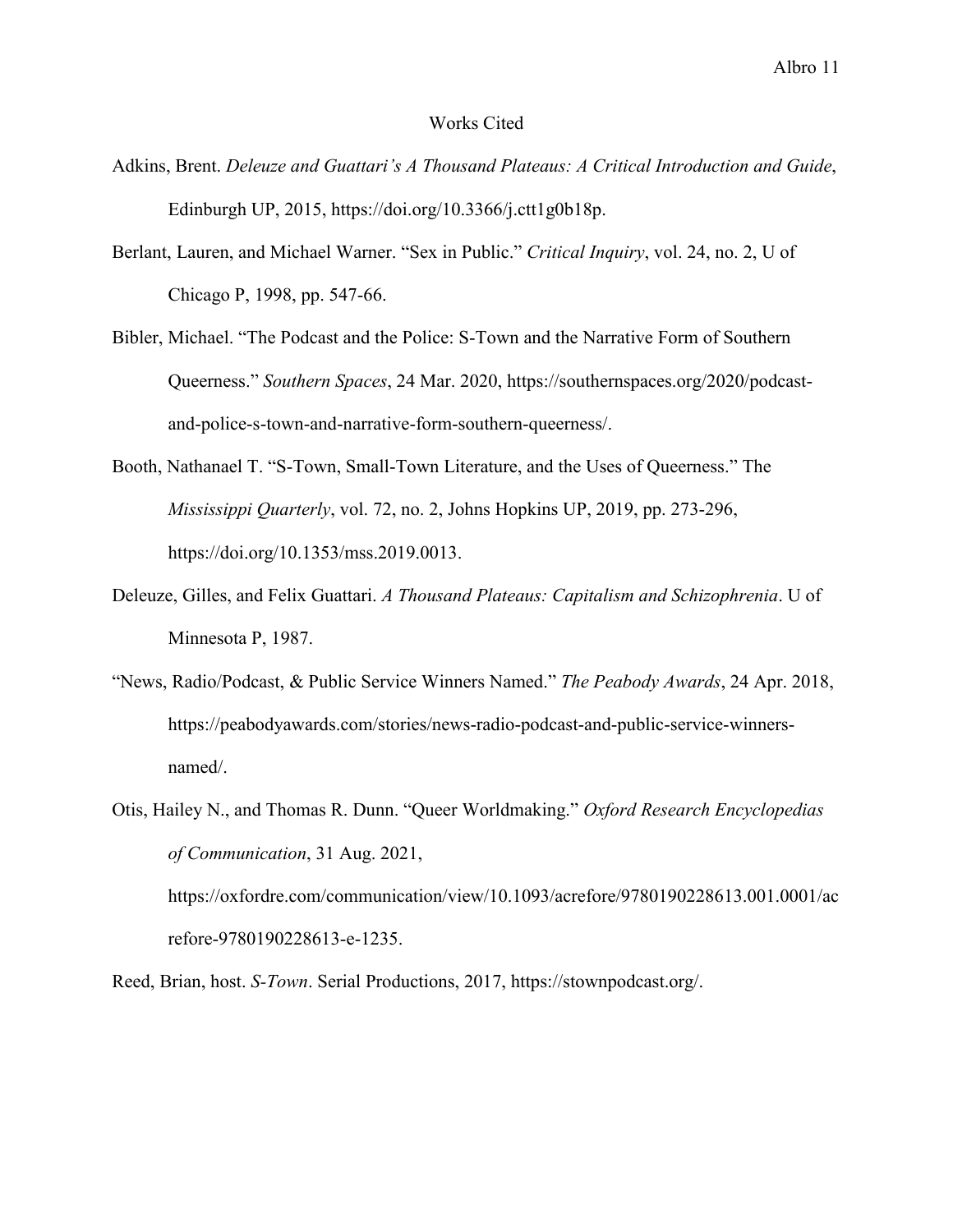# Works Cited

Adkins, Brent. *Deleuze and Guattari's A Thousand Plateaus: A Critical Introduction and Guide*, Edinburgh UP, 2015, https://doi.org/10.3366/j.ctt1g0b18p.

Berlant, Lauren, and Michael Warner. "Sex in Public." *Critical Inquiry*, vol. 24, no. 2, U of Chicago P, 1998, pp. 547-66.

Bibler, Michael. "The Podcast and the Police: S-Town and the Narrative Form of Southern Queerness." *Southern Spaces*, 24 Mar. 2020, https://southernspaces.org/2020/podcast-and-police-s-town-and-narrative-form-southern-queerness/.

Booth, Nathanael T. "S-Town, Small-Town Literature, and the Uses of Queerness." The *Mississippi Quarterly*, vol. 72, no. 2, Johns Hopkins UP, 2019, pp. 273-296, https://doi.org/10.1353/mss.2019.0013.

Deleuze, Gilles, and Felix Guattari. *A Thousand Plateaus: Capitalism and Schizophrenia*. U of Minnesota P, 1987.

"News, Radio/Podcast, & Public Service Winners Named." *The Peabody Awards*, 24 Apr. 2018, https://peabodyawards.com/stories/news-radio-podcast-and-public-service-winners-named/.

Otis, Hailey N., and Thomas R. Dunn. "Queer Worldmaking." *Oxford Research Encyclopedias of Communication*, 31 Aug. 2021, https://oxfordre.com/communication/view/10.1093/acrefore/9780190228613.001.0001/acrefore-9780190228613-e-1235.

Reed, Brian, host. *S-Town*. Serial Productions, 2017, https://stownpodcast.org/.